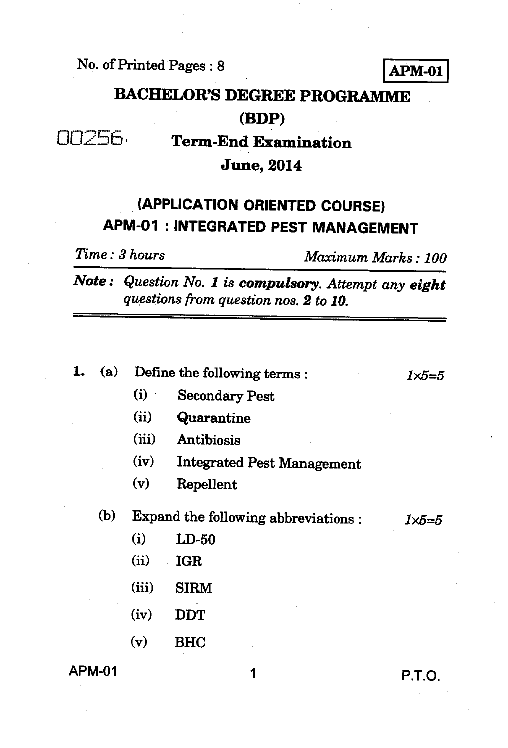No. of Printed Pages : 8

**APM-01**

# BACHELOR'S DEGREE PROGRAMME (BDP)

00256

## Term-End Examination

## June, 2014

## (APPLICATION ORIENTED COURSE)

## APM-01 : INTEGRATED PEST MANAGEMENT

*Time : 3 hours* *Maximum Marks : 100*

***Note :*** *Question No. 1 is **compulsory**. Attempt any **eight** questions from question nos. **2** to **10**.*

---

**1.** (a) Define the following terms : *1×5=5*

(i) Secondary Pest

(ii) Quarantine

(iii) Antibiosis

(iv) Integrated Pest Management

(v) Repellent

(b) Expand the following abbreviations : *1×5=5*

(i) LD-50

(ii) IGR

(iii) SIRM

(iv) DDT

(v) BHC

P.T.O.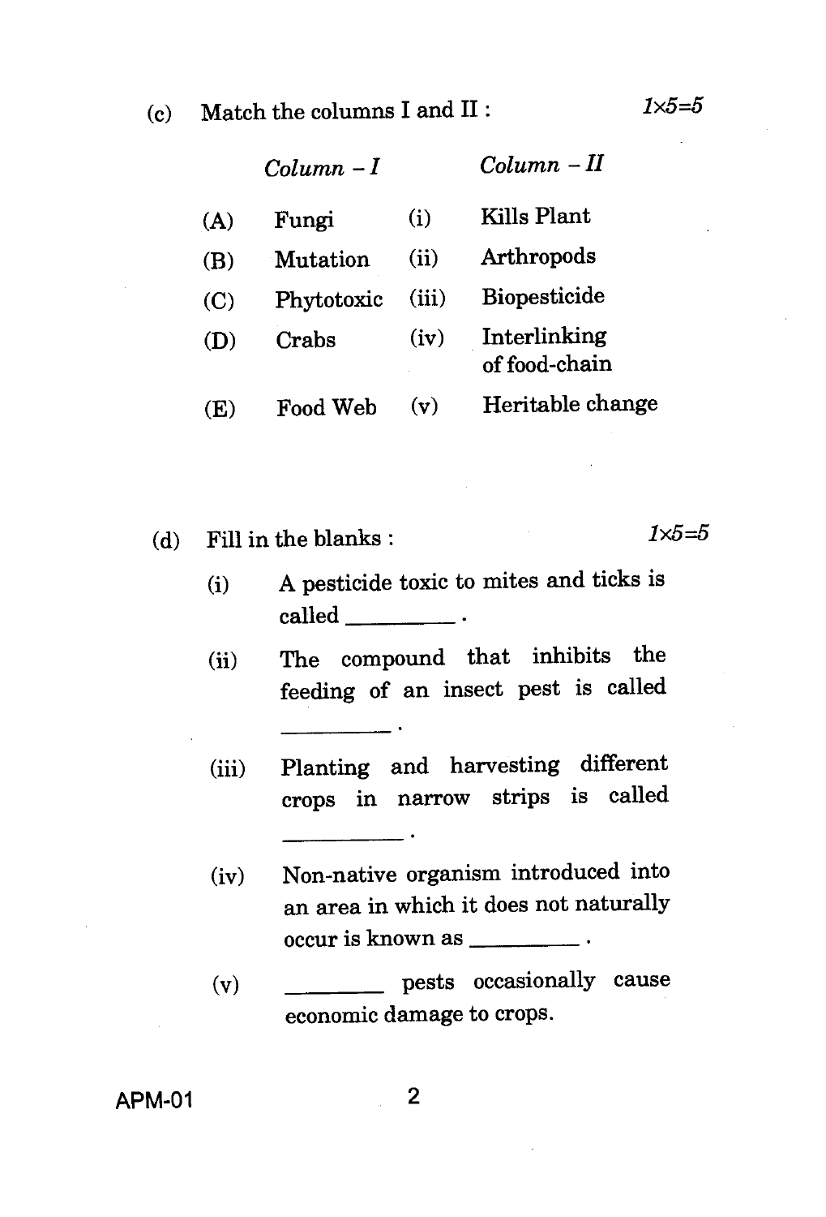(c) Match the columns I and II : $1 \times 5 = 5$

| | *Column – I* | | *Column – II* |
|---|---|---|---|
| (A) | Fungi | (i) | Kills Plant |
| (B) | Mutation | (ii) | Arthropods |
| (C) | Phytotoxic | (iii) | Biopesticide |
| (D) | Crabs | (iv) | Interlinking of food-chain |
| (E) | Food Web | (v) | Heritable change |

(d) Fill in the blanks : $1 \times 5 = 5$

(i) A pesticide toxic to mites and ticks is called ________ .

(ii) The compound that inhibits the feeding of an insect pest is called ________ .

(iii) Planting and harvesting different crops in narrow strips is called ________ .

(iv) Non-native organism introduced into an area in which it does not naturally occur is known as ________ .

(v) ________ pests occasionally cause economic damage to crops.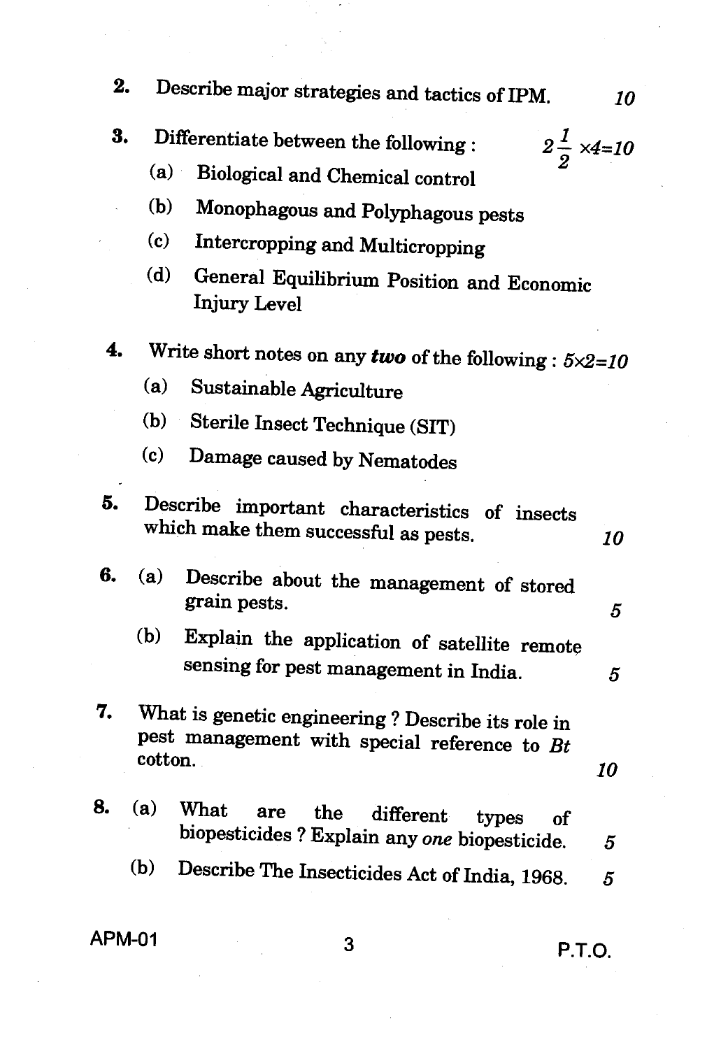2. Describe major strategies and tactics of IPM. 10

3. Differentiate between the following : $2\frac{1}{2} \times 4 = 10$

   (a) Biological and Chemical control

   (b) Monophagous and Polyphagous pests

   (c) Intercropping and Multicropping

   (d) General Equilibrium Position and Economic Injury Level

4. Write short notes on any ***two*** of the following : 5×2=10

   (a) Sustainable Agriculture

   (b) Sterile Insect Technique (SIT)

   (c) Damage caused by Nematodes

5. Describe important characteristics of insects which make them successful as pests. 10

6. (a) Describe about the management of stored grain pests. 5

   (b) Explain the application of satellite remote sensing for pest management in India. 5

7. What is genetic engineering ? Describe its role in pest management with special reference to *Bt* cotton. 10

8. (a) What are the different types of biopesticides ? Explain any *one* biopesticide. 5

   (b) Describe The Insecticides Act of India, 1968. 5

APM-01

P.T.O.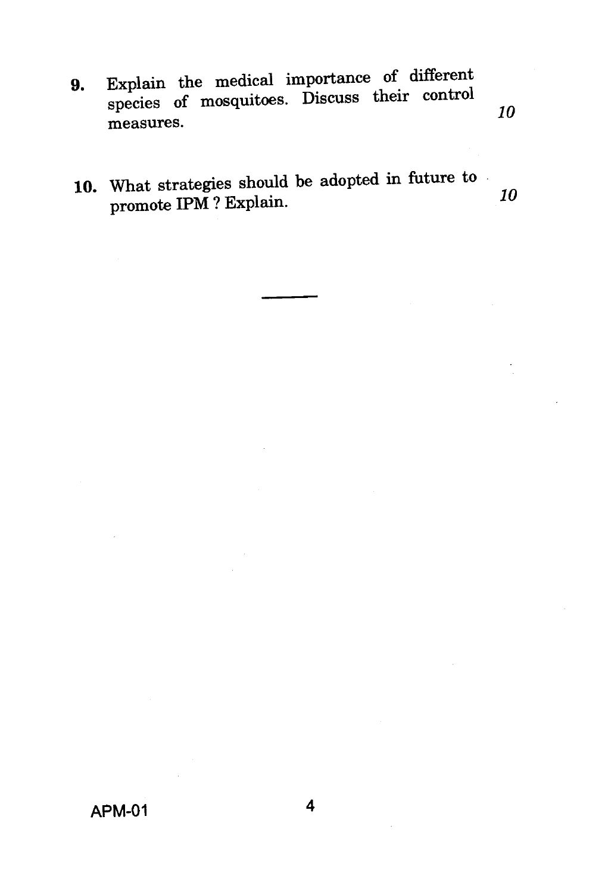9. Explain the medical importance of different species of mosquitoes. Discuss their control measures. *10*

10. What strategies should be adopted in future to promote IPM ? Explain. *10*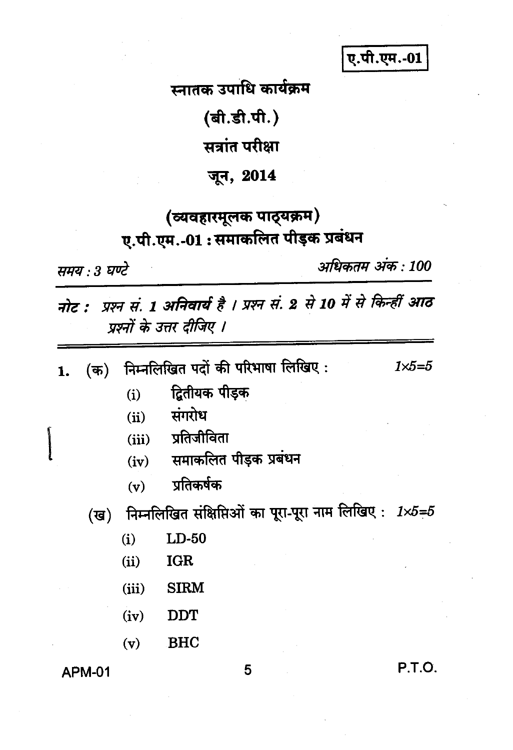ए.पी.एम.-01

# स्नातक उपाधि कार्यक्रम

# (बी.डी.पी.)

# सत्रांत परीक्षा

# जून, 2014

## (व्यवहारमूलक पाठ्यक्रम)

## ए.पी.एम.-01 : समाकलित पीड़क प्रबंधन

*समय : 3 घण्टे* *अधिकतम अंक : 100*

***नोट :** प्रश्न सं. 1 अनिवार्य है । प्रश्न सं. 2 से 10 में से किन्हीं आठ प्रश्नों के उत्तर दीजिए ।*

---

1. (क) निम्नलिखित पदों की परिभाषा लिखिए : *1×5=5*

   (i) द्वितीयक पीड़क

   (ii) संगरोध

   (iii) प्रतिजीविता

   (iv) समाकलित पीड़क प्रबंधन

   (v) प्रतिकर्षक

   (ख) निम्नलिखित संक्षिप्तिओं का पूरा-पूरा नाम लिखिए : *1×5=5*

   (i) LD-50

   (ii) IGR

   (iii) SIRM

   (iv) DDT

   (v) BHC

P.T.O.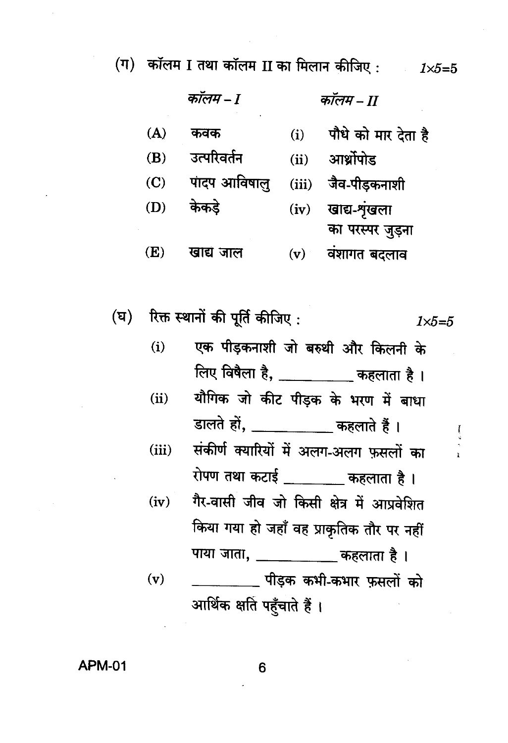(ग) कॉलम I तथा कॉलम II का मिलान कीजिए : $1 \times 5 = 5$

| | *कॉलम – I* | | *कॉलम – II* |
|---|---|---|---|
| (A) | कवक | (i) | पौधे को मार देता है |
| (B) | उत्परिवर्तन | (ii) | आर्थ्रोपोड |
| (C) | पांदप आविषालु | (iii) | जैव-पीड़कनाशी |
| (D) | केकड़े | (iv) | खाद्य-शृंखला का परस्पर जुड़ना |
| (E) | खाद्य जाल | (v) | वंशागत बदलाव |

(घ) रिक्त स्थानों की पूर्ति कीजिए : $1 \times 5 = 5$

(i) एक पीड़कनाशी जो बरुथी और किलनी के लिए विषैला है, __________ कहलाता है ।

(ii) यौगिक जो कीट पीड़क के भरण में बाधा डालते हों, __________ कहलाते हैं ।

(iii) संकीर्ण क्यारियों में अलग-अलग फ़सलों का रोपण तथा कटाई __________ कहलाता है ।

(iv) गैर-वासी जीव जो किसी क्षेत्र में आप्रवेशित किया गया हो जहाँ वह प्राकृतिक तौर पर नहीं पाया जाता, __________ कहलाता है ।

(v) __________ पीड़क कभी-कभार फ़सलों को आर्थिक क्षति पहुँचाते हैं ।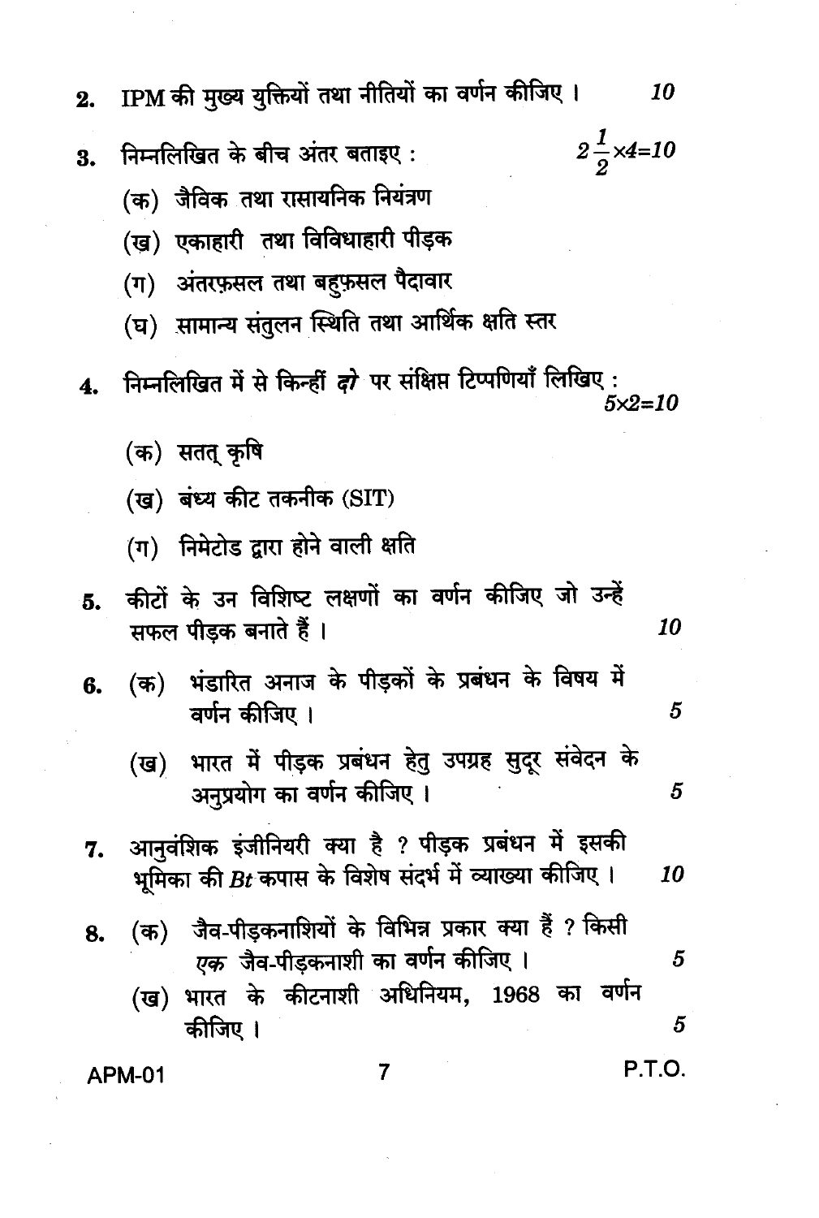2. IPM की मुख्य युक्तियों तथा नीतियों का वर्णन कीजिए । 10

3. निम्नलिखित के बीच अंतर बताइए : $2\frac{1}{2} \times 4 = 10$

   (क) जैविक तथा रासायनिक नियंत्रण

   (ख) एकाहारी तथा विविधाहारी पीड़क

   (ग) अंतरफ़सल तथा बहुफ़सल पैदावार

   (घ) सामान्य संतुलन स्थिति तथा आर्थिक क्षति स्तर

4. निम्नलिखित में से किन्हीं *दो* पर संक्षिप्त टिप्पणियाँ लिखिए : $5 \times 2 = 10$

   (क) सतत् कृषि

   (ख) बंध्य कीट तकनीक (SIT)

   (ग) निमेटोड द्वारा होने वाली क्षति

5. कीटों के उन विशिष्ट लक्षणों का वर्णन कीजिए जो उन्हें सफल पीड़क बनाते हैं । 10

6. (क) भंडारित अनाज के पीड़कों के प्रबंधन के विषय में वर्णन कीजिए । 5

   (ख) भारत में पीड़क प्रबंधन हेतु उपग्रह सुदूर संवेदन के अनुप्रयोग का वर्णन कीजिए । 5

7. आनुवंशिक इंजीनियरी क्या है ? पीड़क प्रबंधन में इसकी भूमिका की *Bt* कपास के विशेष संदर्भ में व्याख्या कीजिए । 10

8. (क) जैव-पीड़कनाशियों के विभिन्न प्रकार क्या हैं ? किसी *एक* जैव-पीड़कनाशी का वर्णन कीजिए । 5

   (ख) भारत के कीटनाशी अधिनियम, 1968 का वर्णन कीजिए । 5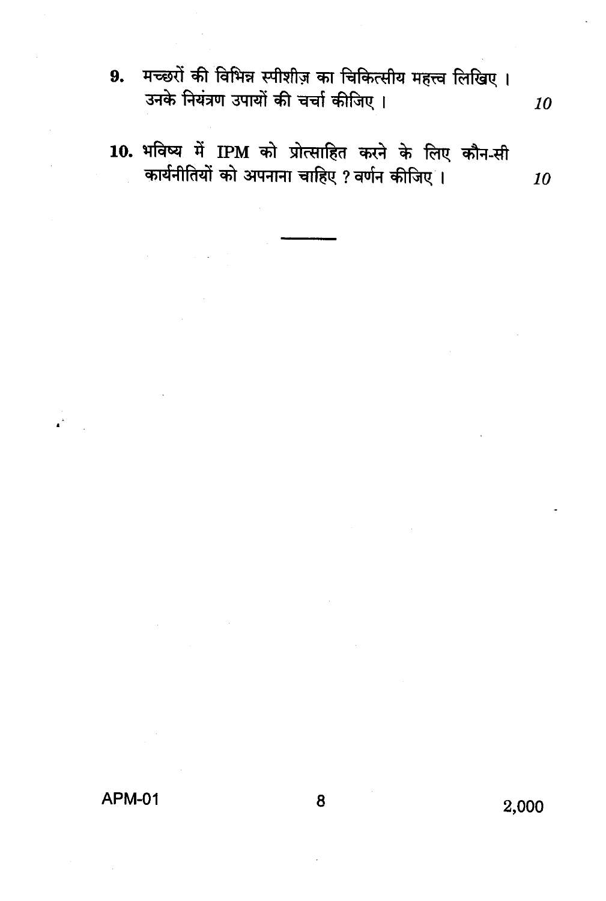9. मच्छरों की विभिन्न स्पीशीज़ का चिकित्सीय महत्त्व लिखिए । उनके नियंत्रण उपायों की चर्चा कीजिए । *10*

10. भविष्य में IPM को प्रोत्साहित करने के लिए कौन-सी कार्यनीतियों को अपनाना चाहिए ? वर्णन कीजिए । *10*

---

APM-01 2,000